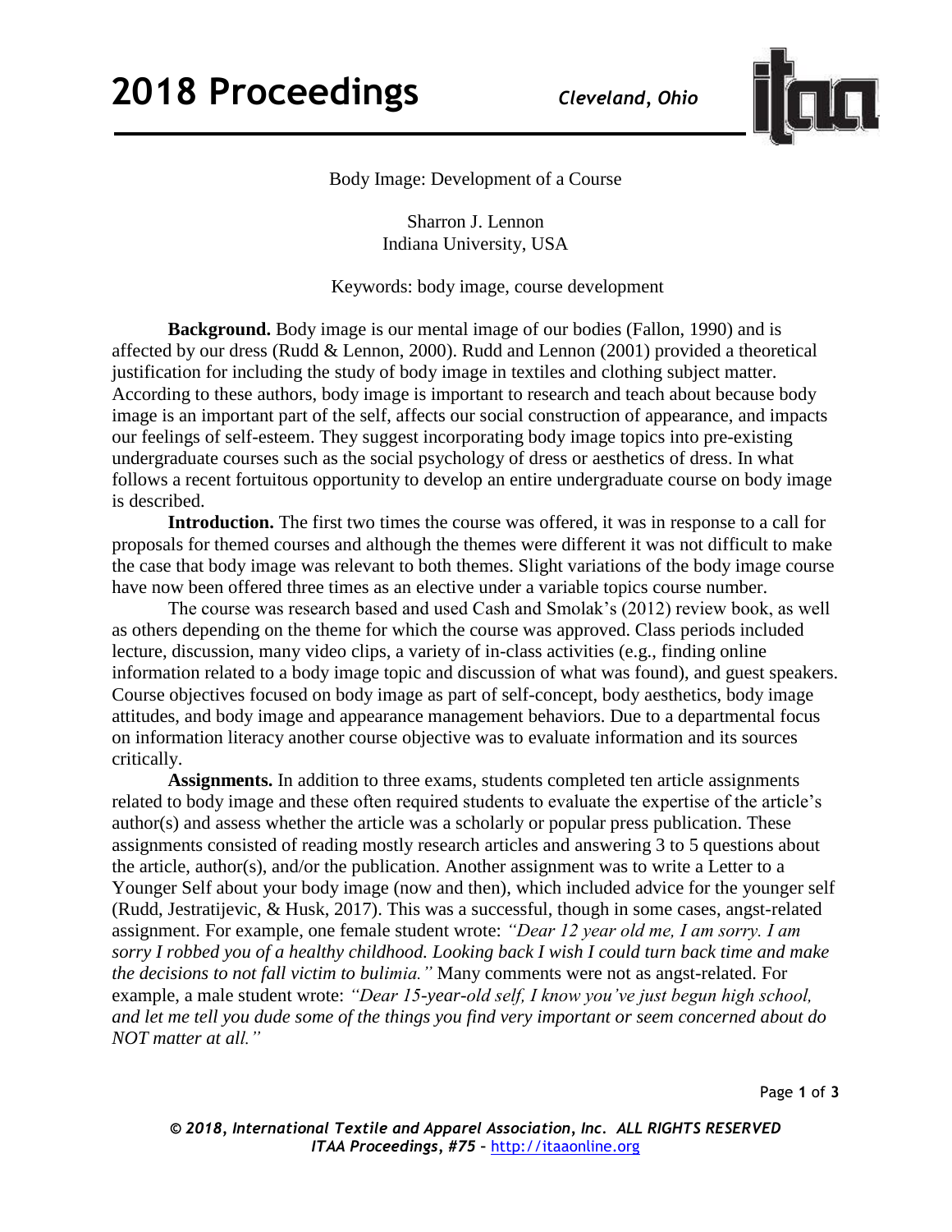# Body Image: Development of a Course

Sharron J. Lennon
Indiana University, USA

Keywords: body image, course development

**Background.** Body image is our mental image of our bodies (Fallon, 1990) and is affected by our dress (Rudd & Lennon, 2000). Rudd and Lennon (2001) provided a theoretical justification for including the study of body image in textiles and clothing subject matter. According to these authors, body image is important to research and teach about because body image is an important part of the self, affects our social construction of appearance, and impacts our feelings of self-esteem. They suggest incorporating body image topics into pre-existing undergraduate courses such as the social psychology of dress or aesthetics of dress. In what follows a recent fortuitous opportunity to develop an entire undergraduate course on body image is described.

**Introduction.** The first two times the course was offered, it was in response to a call for proposals for themed courses and although the themes were different it was not difficult to make the case that body image was relevant to both themes. Slight variations of the body image course have now been offered three times as an elective under a variable topics course number.

The course was research based and used Cash and Smolak's (2012) review book, as well as others depending on the theme for which the course was approved. Class periods included lecture, discussion, many video clips, a variety of in-class activities (e.g., finding online information related to a body image topic and discussion of what was found), and guest speakers. Course objectives focused on body image as part of self-concept, body aesthetics, body image attitudes, and body image and appearance management behaviors. Due to a departmental focus on information literacy another course objective was to evaluate information and its sources critically.

**Assignments.** In addition to three exams, students completed ten article assignments related to body image and these often required students to evaluate the expertise of the article's author(s) and assess whether the article was a scholarly or popular press publication. These assignments consisted of reading mostly research articles and answering 3 to 5 questions about the article, author(s), and/or the publication. Another assignment was to write a Letter to a Younger Self about your body image (now and then), which included advice for the younger self (Rudd, Jestratijevic, & Husk, 2017). This was a successful, though in some cases, angst-related assignment. For example, one female student wrote: *"Dear 12 year old me, I am sorry. I am sorry I robbed you of a healthy childhood. Looking back I wish I could turn back time and make the decisions to not fall victim to bulimia."* Many comments were not as angst-related. For example, a male student wrote: *"Dear 15-year-old self, I know you've just begun high school, and let me tell you dude some of the things you find very important or seem concerned about do NOT matter at all."*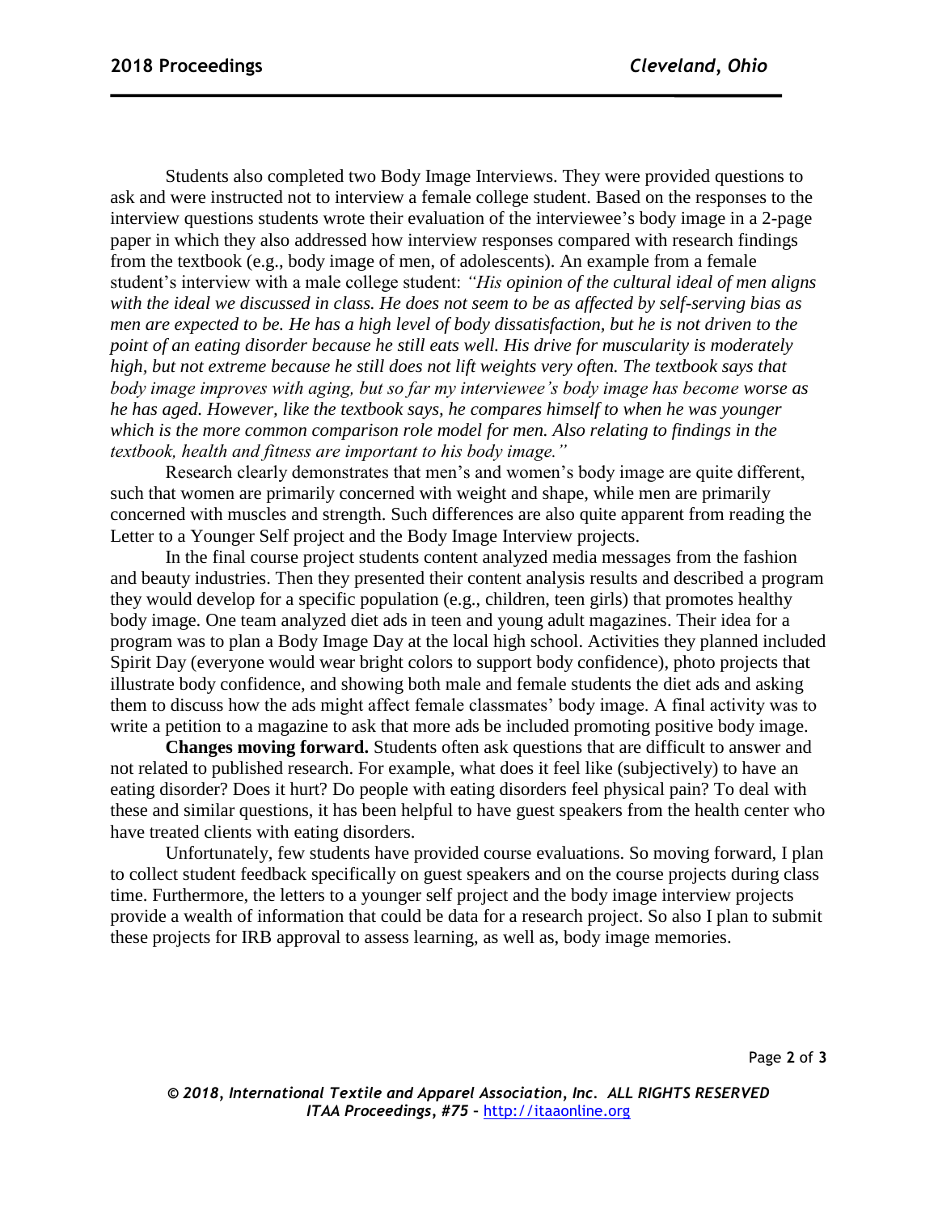Students also completed two Body Image Interviews. They were provided questions to ask and were instructed not to interview a female college student. Based on the responses to the interview questions students wrote their evaluation of the interviewee's body image in a 2-page paper in which they also addressed how interview responses compared with research findings from the textbook (e.g., body image of men, of adolescents). An example from a female student's interview with a male college student: *"His opinion of the cultural ideal of men aligns with the ideal we discussed in class. He does not seem to be as affected by self-serving bias as men are expected to be. He has a high level of body dissatisfaction, but he is not driven to the point of an eating disorder because he still eats well. His drive for muscularity is moderately high, but not extreme because he still does not lift weights very often. The textbook says that body image improves with aging, but so far my interviewee's body image has become worse as he has aged. However, like the textbook says, he compares himself to when he was younger which is the more common comparison role model for men. Also relating to findings in the textbook, health and fitness are important to his body image."*

Research clearly demonstrates that men's and women's body image are quite different, such that women are primarily concerned with weight and shape, while men are primarily concerned with muscles and strength. Such differences are also quite apparent from reading the Letter to a Younger Self project and the Body Image Interview projects.

In the final course project students content analyzed media messages from the fashion and beauty industries. Then they presented their content analysis results and described a program they would develop for a specific population (e.g., children, teen girls) that promotes healthy body image. One team analyzed diet ads in teen and young adult magazines. Their idea for a program was to plan a Body Image Day at the local high school. Activities they planned included Spirit Day (everyone would wear bright colors to support body confidence), photo projects that illustrate body confidence, and showing both male and female students the diet ads and asking them to discuss how the ads might affect female classmates' body image. A final activity was to write a petition to a magazine to ask that more ads be included promoting positive body image.

**Changes moving forward.** Students often ask questions that are difficult to answer and not related to published research. For example, what does it feel like (subjectively) to have an eating disorder? Does it hurt? Do people with eating disorders feel physical pain? To deal with these and similar questions, it has been helpful to have guest speakers from the health center who have treated clients with eating disorders.

Unfortunately, few students have provided course evaluations. So moving forward, I plan to collect student feedback specifically on guest speakers and on the course projects during class time. Furthermore, the letters to a younger self project and the body image interview projects provide a wealth of information that could be data for a research project. So also I plan to submit these projects for IRB approval to assess learning, as well as, body image memories.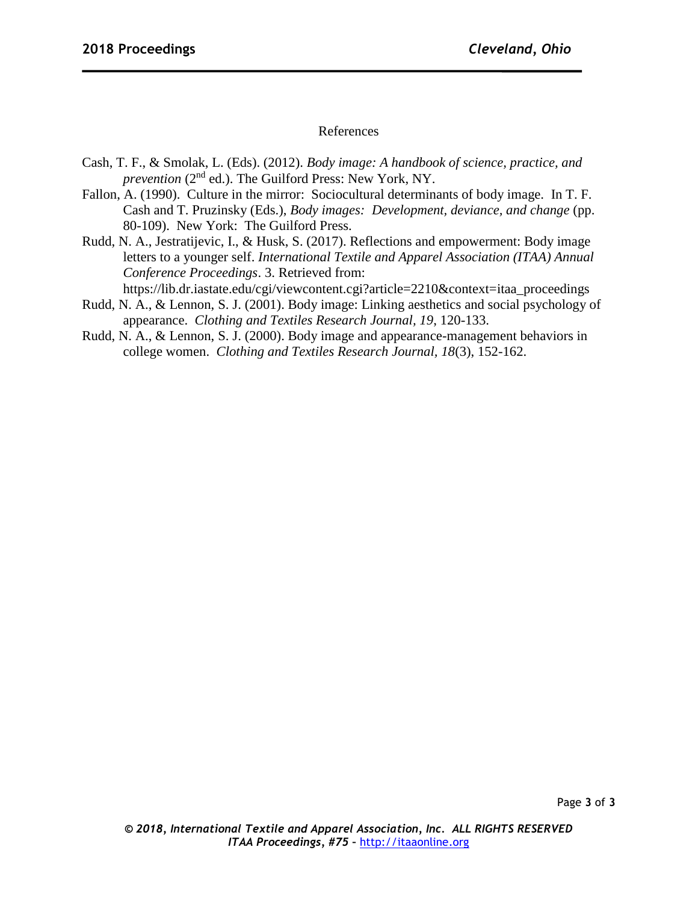## References

Cash, T. F., & Smolak, L. (Eds). (2012). *Body image: A handbook of science, practice, and prevention* (2nd ed.). The Guilford Press: New York, NY.

Fallon, A. (1990). Culture in the mirror: Sociocultural determinants of body image. In T. F. Cash and T. Pruzinsky (Eds.), *Body images: Development, deviance, and change* (pp. 80-109). New York: The Guilford Press.

Rudd, N. A., Jestratijevic, I., & Husk, S. (2017). Reflections and empowerment: Body image letters to a younger self. *International Textile and Apparel Association (ITAA) Annual Conference Proceedings*. 3. Retrieved from: https://lib.dr.iastate.edu/cgi/viewcontent.cgi?article=2210&context=itaa_proceedings

Rudd, N. A., & Lennon, S. J. (2001). Body image: Linking aesthetics and social psychology of appearance. *Clothing and Textiles Research Journal, 19*, 120-133.

Rudd, N. A., & Lennon, S. J. (2000). Body image and appearance-management behaviors in college women. *Clothing and Textiles Research Journal, 18*(3), 152-162.